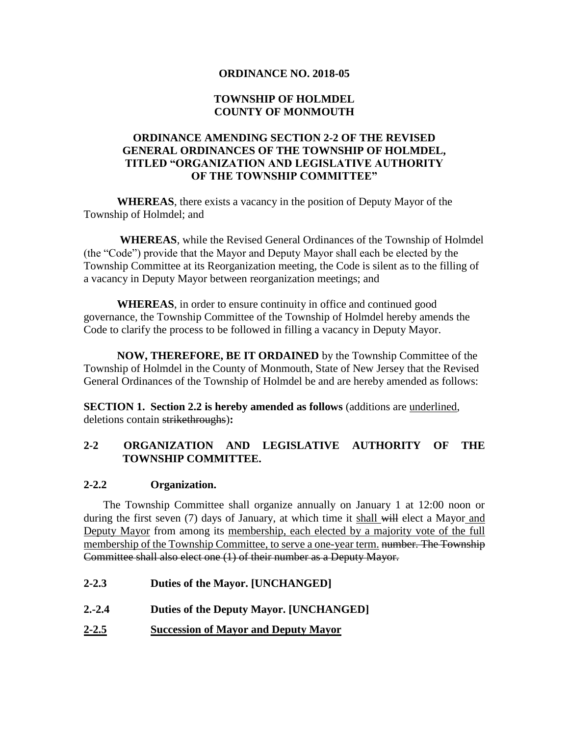**ORDINANCE NO. 2018-05**

**TOWNSHIP OF HOLMDEL**
**COUNTY OF MONMOUTH**

**ORDINANCE AMENDING SECTION 2-2 OF THE REVISED GENERAL ORDINANCES OF THE TOWNSHIP OF HOLMDEL, TITLED "ORGANIZATION AND LEGISLATIVE AUTHORITY OF THE TOWNSHIP COMMITTEE"**

**WHEREAS**, there exists a vacancy in the position of Deputy Mayor of the Township of Holmdel; and

**WHEREAS**, while the Revised General Ordinances of the Township of Holmdel (the "Code") provide that the Mayor and Deputy Mayor shall each be elected by the Township Committee at its Reorganization meeting, the Code is silent as to the filling of a vacancy in Deputy Mayor between reorganization meetings; and

**WHEREAS**, in order to ensure continuity in office and continued good governance, the Township Committee of the Township of Holmdel hereby amends the Code to clarify the process to be followed in filling a vacancy in Deputy Mayor.

**NOW, THEREFORE, BE IT ORDAINED** by the Township Committee of the Township of Holmdel in the County of Monmouth, State of New Jersey that the Revised General Ordinances of the Township of Holmdel be and are hereby amended as follows:

**SECTION 1. Section 2.2 is hereby amended as follows** (additions are <u>underlined</u>, deletions contain ~~strikethroughs~~)**:**

## 2-2 ORGANIZATION AND LEGISLATIVE AUTHORITY OF THE TOWNSHIP COMMITTEE.

### 2-2.2 Organization.

The Township Committee shall organize annually on January 1 at 12:00 noon or during the first seven (7) days of January, at which time it <u>shall</u> ~~will~~ elect a Mayor <u>and Deputy Mayor</u> from among its <u>membership, each elected by a majority vote of the full membership of the Township Committee, to serve a one-year term.</u> ~~number. The Township Committee shall also elect one (1) of their number as a Deputy Mayor.~~

### 2-2.3 Duties of the Mayor. [UNCHANGED]

### 2.-2.4 Duties of the Deputy Mayor. [UNCHANGED]

### <u>2-2.5 Succession of Mayor and Deputy Mayor</u>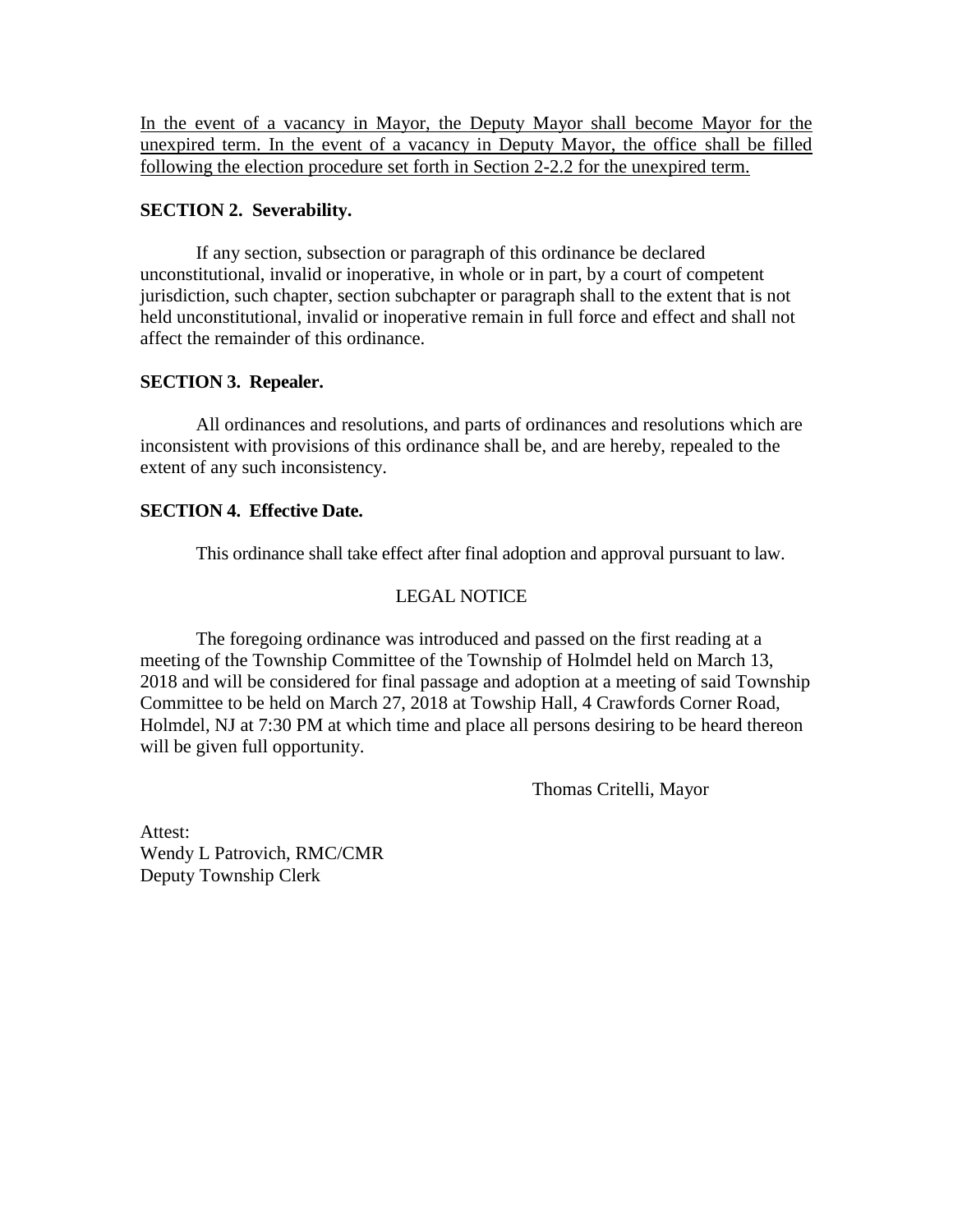<u>In the event of a vacancy in Mayor, the Deputy Mayor shall become Mayor for the unexpired term. In the event of a vacancy in Deputy Mayor, the office shall be filled following the election procedure set forth in Section 2-2.2 for the unexpired term.</u>

**SECTION 2. Severability.**

If any section, subsection or paragraph of this ordinance be declared unconstitutional, invalid or inoperative, in whole or in part, by a court of competent jurisdiction, such chapter, section subchapter or paragraph shall to the extent that is not held unconstitutional, invalid or inoperative remain in full force and effect and shall not affect the remainder of this ordinance.

**SECTION 3. Repealer.**

All ordinances and resolutions, and parts of ordinances and resolutions which are inconsistent with provisions of this ordinance shall be, and are hereby, repealed to the extent of any such inconsistency.

**SECTION 4. Effective Date.**

This ordinance shall take effect after final adoption and approval pursuant to law.

LEGAL NOTICE

The foregoing ordinance was introduced and passed on the first reading at a meeting of the Township Committee of the Township of Holmdel held on March 13, 2018 and will be considered for final passage and adoption at a meeting of said Township Committee to be held on March 27, 2018 at Towship Hall, 4 Crawfords Corner Road, Holmdel, NJ at 7:30 PM at which time and place all persons desiring to be heard thereon will be given full opportunity.

Thomas Critelli, Mayor

Attest:
Wendy L Patrovich, RMC/CMR
Deputy Township Clerk